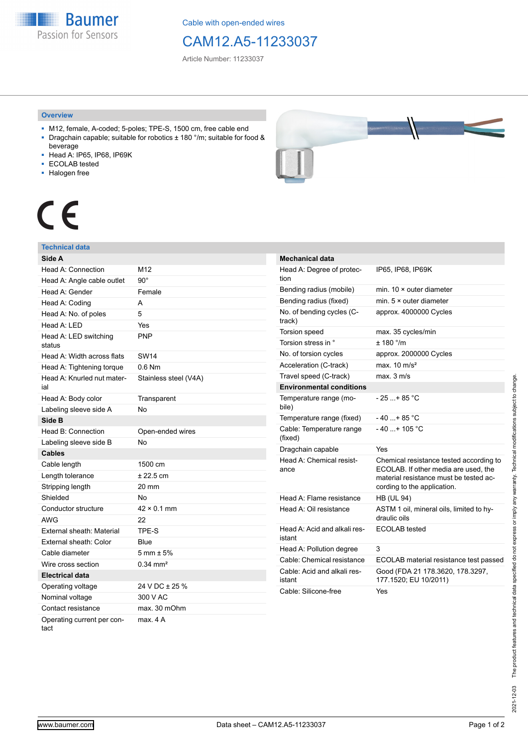Baumer
Passion for Sensors

Cable with open-ended wires

# CAM12.A5-11233037

Article Number: 11233037

## Overview

- M12, female, A-coded; 5-poles; TPE-S, 1500 cm, free cable end
- Dragchain capable; suitable for robotics ± 180 °/m; suitable for food & beverage
- Head A: IP65, IP68, IP69K
- ECOLAB tested
- Halogen free

CE

## Technical data

| **Side A** | |
|---|---|
| Head A: Connection | M12 |
| Head A: Angle cable outlet | 90° |
| Head A: Gender | Female |
| Head A: Coding | A |
| Head A: No. of poles | 5 |
| Head A: LED | Yes |
| Head A: LED switching status | PNP |
| Head A: Width across flats | SW14 |
| Head A: Tightening torque | 0.6 Nm |
| Head A: Knurled nut material | Stainless steel (V4A) |
| Head A: Body color | Transparent |
| Labeling sleeve side A | No |
| **Side B** | |
| Head B: Connection | Open-ended wires |
| Labeling sleeve side B | No |
| **Cables** | |
| Cable length | 1500 cm |
| Length tolerance | ± 22.5 cm |
| Stripping length | 20 mm |
| Shielded | No |
| Conductor structure | 42 × 0.1 mm |
| AWG | 22 |
| External sheath: Material | TPE-S |
| External sheath: Color | Blue |
| Cable diameter | 5 mm ± 5% |
| Wire cross section | 0.34 mm² |
| **Electrical data** | |
| Operating voltage | 24 V DC ± 25 % |
| Nominal voltage | 300 V AC |
| Contact resistance | max. 30 mOhm |
| Operating current per contact | max. 4 A |

| **Mechanical data** | |
|---|---|
| Head A: Degree of protection | IP65, IP68, IP69K |
| Bending radius (mobile) | min. 10 × outer diameter |
| Bending radius (fixed) | min. 5 × outer diameter |
| No. of bending cycles (C-track) | approx. 4000000 Cycles |
| Torsion speed | max. 35 cycles/min |
| Torsion stress in ° | ± 180 °/m |
| No. of torsion cycles | approx. 2000000 Cycles |
| Acceleration (C-track) | max. 10 m/s² |
| Travel speed (C-track) | max. 3 m/s |
| **Environmental conditions** | |
| Temperature range (mobile) | - 25 ...+ 85 °C |
| Temperature range (fixed) | - 40 ...+ 85 °C |
| Cable: Temperature range (fixed) | - 40 ...+ 105 °C |
| Dragchain capable | Yes |
| Head A: Chemical resistance | Chemical resistance tested according to ECOLAB. If other media are used, the material resistance must be tested according to the application. |
| Head A: Flame resistance | HB (UL 94) |
| Head A: Oil resistance | ASTM 1 oil, mineral oils, limited to hydraulic oils |
| Head A: Acid and alkali resistant | ECOLAB tested |
| Head A: Pollution degree | 3 |
| Cable: Chemical resistance | ECOLAB material resistance test passed |
| Cable: Acid and alkali resistant | Good (FDA 21 178.3620, 178.3297, 177.1520; EU 10/2011) |
| Cable: Silicone-free | Yes |

2021-12-03 The product features and technical data specified do not express or imply any warranty. Technical modifications subject to change.

www.baumer.com

Data sheet – CAM12.A5-11233037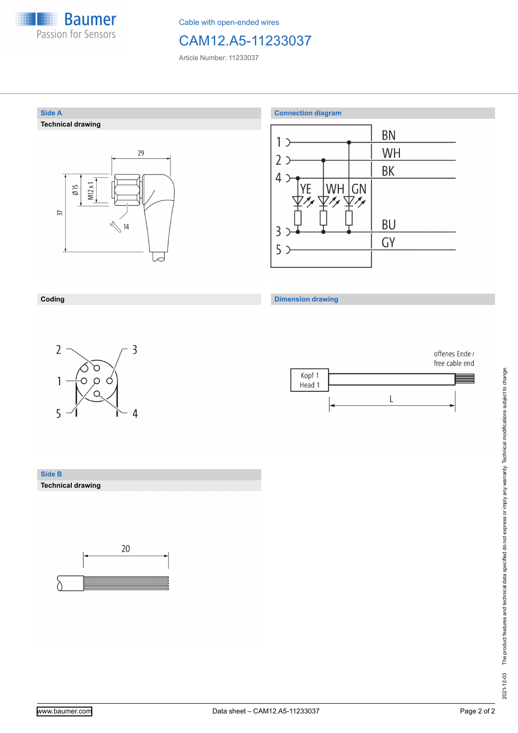Cable with open-ended wires

# CAM12.A5-11233037

Article Number: 11233037

## Side A

### Technical drawing

29

37

Ø15

M12 x 1

14

## Connection diagram

1
2
4
3
5

BN
WH
BK
BU
GY

YE
WH
GN

## Coding

2
3
1
5
4

## Dimension drawing

offenes Ende /
free cable end

Kopf 1
Head 1

L

## Side B

### Technical drawing

20

The product features and technical data specified do not express or imply any warranty. Technical modifications subject to change.

2021-12-03

www.baumer.com

Data sheet – CAM12.A5-11233037